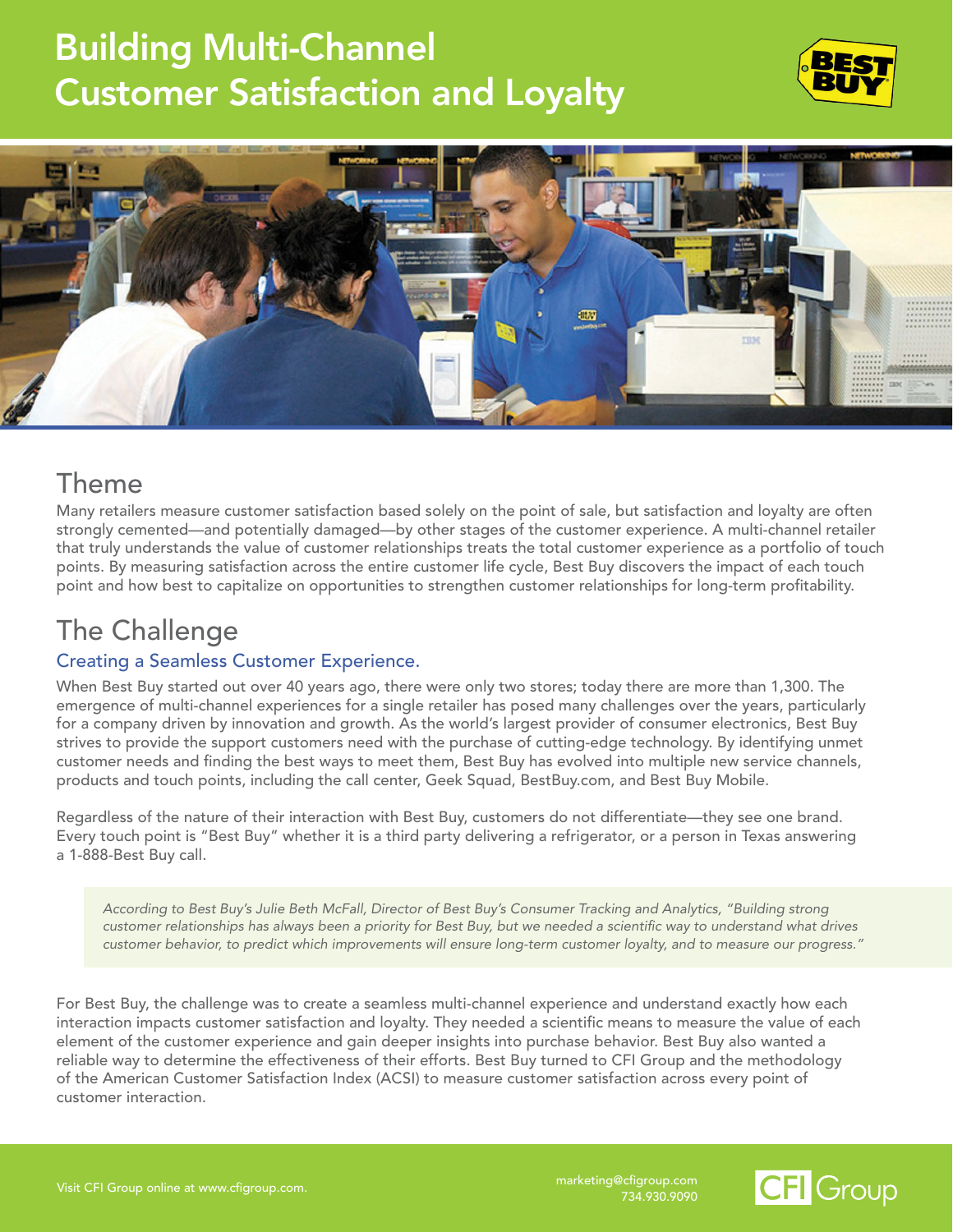# Building Multi-Channel Customer Satisfaction and Loyalty

## Theme

Many retailers measure customer satisfaction based solely on the point of sale, but satisfaction and loyalty are often strongly cemented—and potentially damaged—by other stages of the customer experience. A multi-channel retailer that truly understands the value of customer relationships treats the total customer experience as a portfolio of touch points. By measuring satisfaction across the entire customer life cycle, Best Buy discovers the impact of each touch point and how best to capitalize on opportunities to strengthen customer relationships for long-term profitability.

## The Challenge

### Creating a Seamless Customer Experience.

When Best Buy started out over 40 years ago, there were only two stores; today there are more than 1,300. The emergence of multi-channel experiences for a single retailer has posed many challenges over the years, particularly for a company driven by innovation and growth. As the world's largest provider of consumer electronics, Best Buy strives to provide the support customers need with the purchase of cutting-edge technology. By identifying unmet customer needs and finding the best ways to meet them, Best Buy has evolved into multiple new service channels, products and touch points, including the call center, Geek Squad, BestBuy.com, and Best Buy Mobile.

Regardless of the nature of their interaction with Best Buy, customers do not differentiate—they see one brand. Every touch point is "Best Buy" whether it is a third party delivering a refrigerator, or a person in Texas answering a 1-888-Best Buy call.

> *According to Best Buy's Julie Beth McFall, Director of Best Buy's Consumer Tracking and Analytics, "Building strong customer relationships has always been a priority for Best Buy, but we needed a scientific way to understand what drives customer behavior, to predict which improvements will ensure long-term customer loyalty, and to measure our progress."*

For Best Buy, the challenge was to create a seamless multi-channel experience and understand exactly how each interaction impacts customer satisfaction and loyalty. They needed a scientific means to measure the value of each element of the customer experience and gain deeper insights into purchase behavior. Best Buy also wanted a reliable way to determine the effectiveness of their efforts. Best Buy turned to CFI Group and the methodology of the American Customer Satisfaction Index (ACSI) to measure customer satisfaction across every point of customer interaction.

Visit CFI Group online at www.cfigroup.com. marketing@cfigroup.com 734.930.9090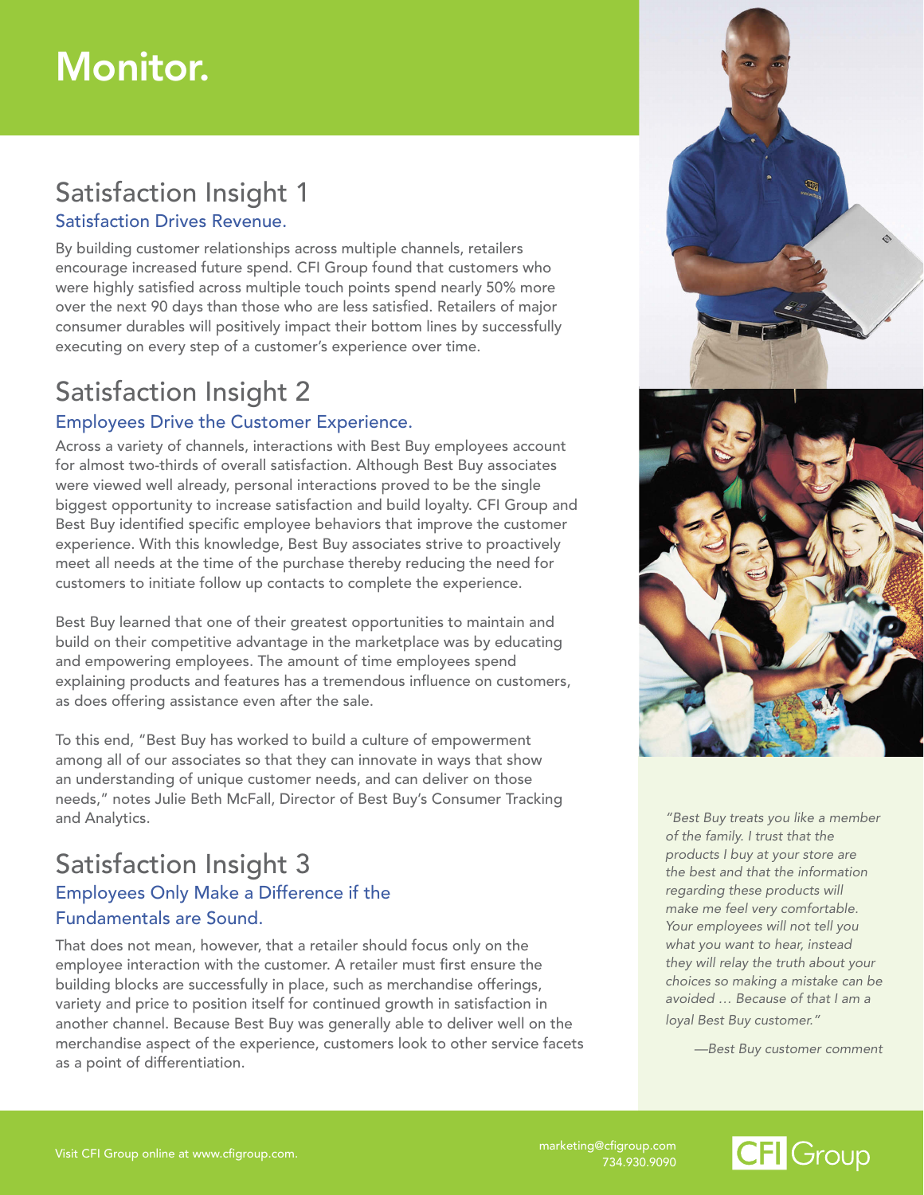# Monitor.

## Satisfaction Insight 1

### Satisfaction Drives Revenue.

By building customer relationships across multiple channels, retailers encourage increased future spend. CFI Group found that customers who were highly satisfied across multiple touch points spend nearly 50% more over the next 90 days than those who are less satisfied. Retailers of major consumer durables will positively impact their bottom lines by successfully executing on every step of a customer's experience over time.

## Satisfaction Insight 2

### Employees Drive the Customer Experience.

Across a variety of channels, interactions with Best Buy employees account for almost two-thirds of overall satisfaction. Although Best Buy associates were viewed well already, personal interactions proved to be the single biggest opportunity to increase satisfaction and build loyalty. CFI Group and Best Buy identified specific employee behaviors that improve the customer experience. With this knowledge, Best Buy associates strive to proactively meet all needs at the time of the purchase thereby reducing the need for customers to initiate follow up contacts to complete the experience.

Best Buy learned that one of their greatest opportunities to maintain and build on their competitive advantage in the marketplace was by educating and empowering employees. The amount of time employees spend explaining products and features has a tremendous influence on customers, as does offering assistance even after the sale.

To this end, "Best Buy has worked to build a culture of empowerment among all of our associates so that they can innovate in ways that show an understanding of unique customer needs, and can deliver on those needs," notes Julie Beth McFall, Director of Best Buy's Consumer Tracking and Analytics.

## Satisfaction Insight 3

### Employees Only Make a Difference if the Fundamentals are Sound.

That does not mean, however, that a retailer should focus only on the employee interaction with the customer. A retailer must first ensure the building blocks are successfully in place, such as merchandise offerings, variety and price to position itself for continued growth in satisfaction in another channel. Because Best Buy was generally able to deliver well on the merchandise aspect of the experience, customers look to other service facets as a point of differentiation.

*"Best Buy treats you like a member of the family. I trust that the products I buy at your store are the best and that the information regarding these products will make me feel very comfortable. Your employees will not tell you what you want to hear, instead they will relay the truth about your choices so making a mistake can be avoided … Because of that I am a loyal Best Buy customer."*

*—Best Buy customer comment*

Visit CFI Group online at www.cfigroup.com.

marketing@cfigroup.com
734.930.9090

CFI Group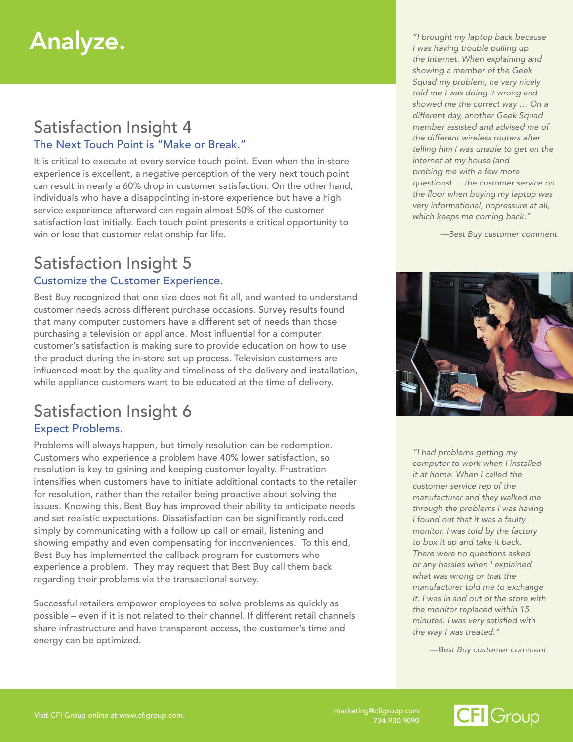# Analyze.

## Satisfaction Insight 4

### The Next Touch Point is "Make or Break."

It is critical to execute at every service touch point. Even when the in-store experience is excellent, a negative perception of the very next touch point can result in nearly a 60% drop in customer satisfaction. On the other hand, individuals who have a disappointing in-store experience but have a high service experience afterward can regain almost 50% of the customer satisfaction lost initially. Each touch point presents a critical opportunity to win or lose that customer relationship for life.

## Satisfaction Insight 5

### Customize the Customer Experience.

Best Buy recognized that one size does not fit all, and wanted to understand customer needs across different purchase occasions. Survey results found that many computer customers have a different set of needs than those purchasing a television or appliance. Most influential for a computer customer's satisfaction is making sure to provide education on how to use the product during the in-store set up process. Television customers are influenced most by the quality and timeliness of the delivery and installation, while appliance customers want to be educated at the time of delivery.

## Satisfaction Insight 6

### Expect Problems.

Problems will always happen, but timely resolution can be redemption. Customers who experience a problem have 40% lower satisfaction, so resolution is key to gaining and keeping customer loyalty. Frustration intensifies when customers have to initiate additional contacts to the retailer for resolution, rather than the retailer being proactive about solving the issues. Knowing this, Best Buy has improved their ability to anticipate needs and set realistic expectations. Dissatisfaction can be significantly reduced simply by communicating with a follow up call or email, listening and showing empathy and even compensating for inconveniences. To this end, Best Buy has implemented the callback program for customers who experience a problem. They may request that Best Buy call them back regarding their problems via the transactional survey.

Successful retailers empower employees to solve problems as quickly as possible – even if it is not related to their channel. If different retail channels share infrastructure and have transparent access, the customer's time and energy can be optimized.

*"I brought my laptop back because I was having trouble pulling up the Internet. When explaining and showing a member of the Geek Squad my problem, he very nicely told me I was doing it wrong and showed me the correct way … On a different day, another Geek Squad member assisted and advised me of the different wireless routers after telling him I was unable to get on the internet at my house (and probing me with a few more questions) … the customer service on the floor when buying my laptop was very informational, nopressure at all, which keeps me coming back."*

*—Best Buy customer comment*

*"I had problems getting my computer to work when I installed it at home. When I called the customer service rep of the manufacturer and they walked me through the problems I was having I found out that it was a faulty monitor. I was told by the factory to box it up and take it back. There were no questions asked or any hassles when I explained what was wrong or that the manufacturer told me to exchange it. I was in and out of the store with the monitor replaced within 15 minutes. I was very satisfied with the way I was treated."*

*—Best Buy customer comment*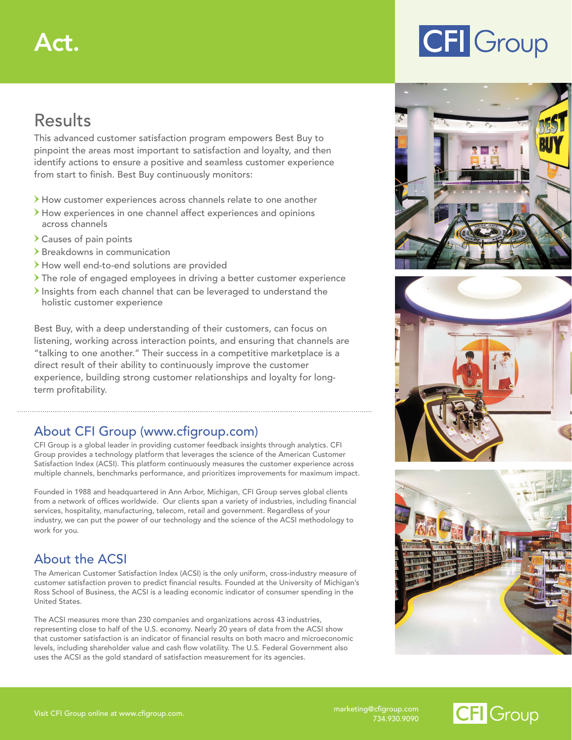# Act.

CFI Group

## Results

This advanced customer satisfaction program empowers Best Buy to pinpoint the areas most important to satisfaction and loyalty, and then identify actions to ensure a positive and seamless customer experience from start to finish. Best Buy continuously monitors:

- How customer experiences across channels relate to one another
- How experiences in one channel affect experiences and opinions across channels
- Causes of pain points
- Breakdowns in communication
- How well end-to-end solutions are provided
- The role of engaged employees in driving a better customer experience
- Insights from each channel that can be leveraged to understand the holistic customer experience

Best Buy, with a deep understanding of their customers, can focus on listening, working across interaction points, and ensuring that channels are "talking to one another." Their success in a competitive marketplace is a direct result of their ability to continuously improve the customer experience, building strong customer relationships and loyalty for long-term profitability.

## About CFI Group (www.cfigroup.com)

CFI Group is a global leader in providing customer feedback insights through analytics. CFI Group provides a technology platform that leverages the science of the American Customer Satisfaction Index (ACSI). This platform continuously measures the customer experience across multiple channels, benchmarks performance, and prioritizes improvements for maximum impact.

Founded in 1988 and headquartered in Ann Arbor, Michigan, CFI Group serves global clients from a network of offices worldwide. Our clients span a variety of industries, including financial services, hospitality, manufacturing, telecom, retail and government. Regardless of your industry, we can put the power of our technology and the science of the ACSI methodology to work for you.

## About the ACSI

The American Customer Satisfaction Index (ACSI) is the only uniform, cross-industry measure of customer satisfaction proven to predict financial results. Founded at the University of Michigan's Ross School of Business, the ACSI is a leading economic indicator of consumer spending in the United States.

The ACSI measures more than 230 companies and organizations across 43 industries, representing close to half of the U.S. economy. Nearly 20 years of data from the ACSI show that customer satisfaction is an indicator of financial results on both macro and microeconomic levels, including shareholder value and cash flow volatility. The U.S. Federal Government also uses the ACSI as the gold standard of satisfaction measurement for its agencies.

Visit CFI Group online at www.cfigroup.com.

marketing@cfigroup.com
734.930.9090

CFI Group